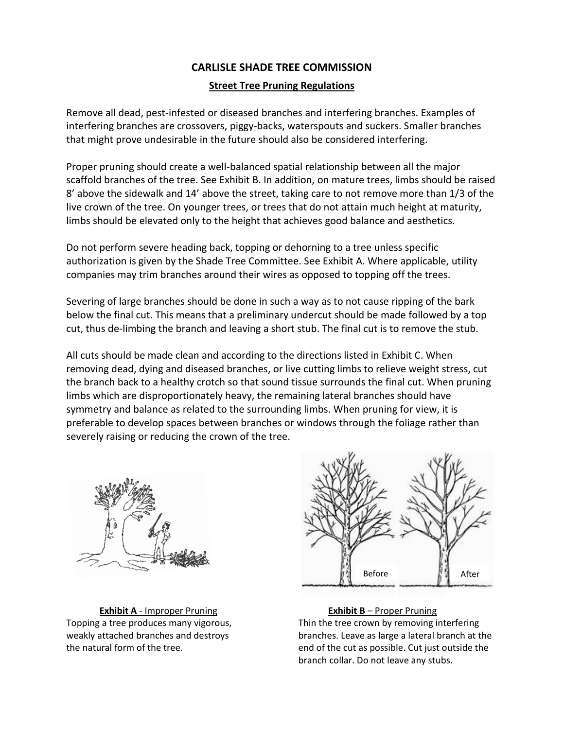# CARLISLE SHADE TREE COMMISSION

## Street Tree Pruning Regulations

Remove all dead, pest-infested or diseased branches and interfering branches. Examples of interfering branches are crossovers, piggy-backs, waterspouts and suckers. Smaller branches that might prove undesirable in the future should also be considered interfering.

Proper pruning should create a well-balanced spatial relationship between all the major scaffold branches of the tree. See Exhibit B. In addition, on mature trees, limbs should be raised 8' above the sidewalk and 14' above the street, taking care to not remove more than 1/3 of the live crown of the tree. On younger trees, or trees that do not attain much height at maturity, limbs should be elevated only to the height that achieves good balance and aesthetics.

Do not perform severe heading back, topping or dehorning to a tree unless specific authorization is given by the Shade Tree Committee. See Exhibit A. Where applicable, utility companies may trim branches around their wires as opposed to topping off the trees.

Severing of large branches should be done in such a way as to not cause ripping of the bark below the final cut. This means that a preliminary undercut should be made followed by a top cut, thus de-limbing the branch and leaving a short stub. The final cut is to remove the stub.

All cuts should be made clean and according to the directions listed in Exhibit C. When removing dead, dying and diseased branches, or live cutting limbs to relieve weight stress, cut the branch back to a healthy crotch so that sound tissue surrounds the final cut. When pruning limbs which are disproportionately heavy, the remaining lateral branches should have symmetry and balance as related to the surrounding limbs. When pruning for view, it is preferable to develop spaces between branches or windows through the foliage rather than severely raising or reducing the crown of the tree.

**Exhibit A** - Improper Pruning
Topping a tree produces many vigorous, weakly attached branches and destroys the natural form of the tree.

Before After

**Exhibit B** – Proper Pruning
Thin the tree crown by removing interfering branches. Leave as large a lateral branch at the end of the cut as possible. Cut just outside the branch collar. Do not leave any stubs.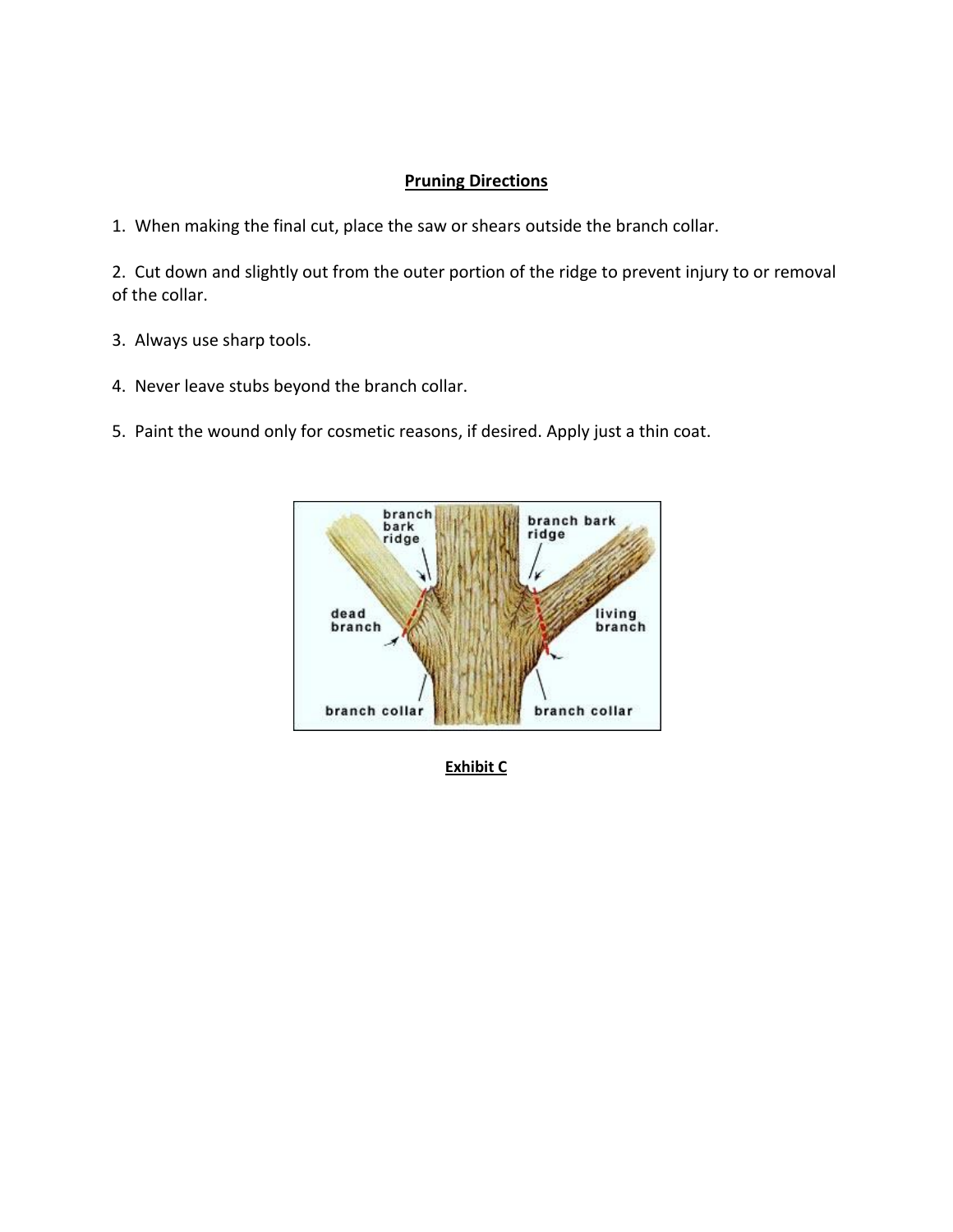## Pruning Directions

1. When making the final cut, place the saw or shears outside the branch collar.

2. Cut down and slightly out from the outer portion of the ridge to prevent injury to or removal of the collar.

3. Always use sharp tools.

4. Never leave stubs beyond the branch collar.

5. Paint the wound only for cosmetic reasons, if desired. Apply just a thin coat.

branch bark ridge

branch bark ridge

dead branch

living branch

branch collar

branch collar

**Exhibit C**